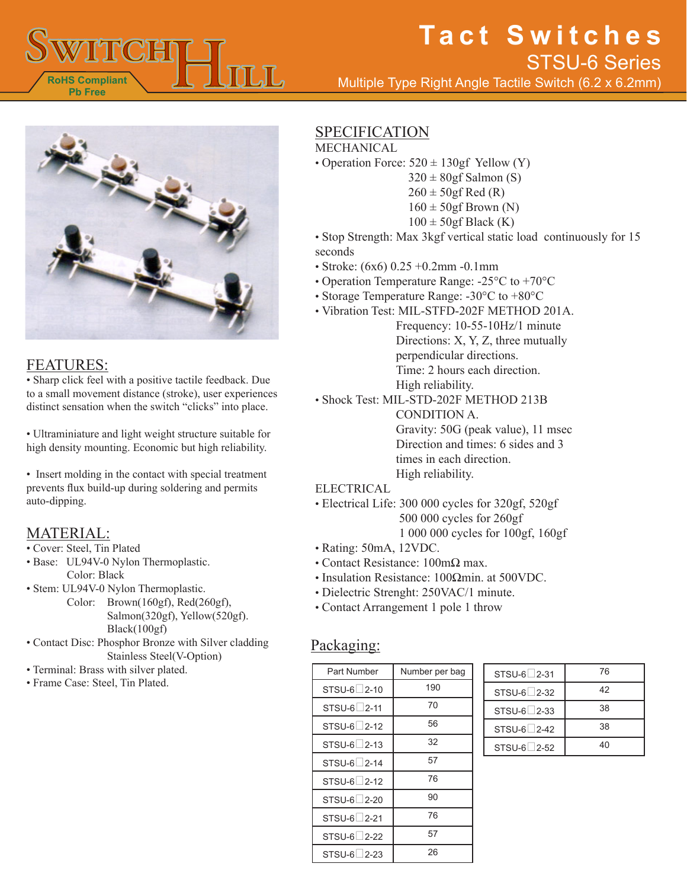# Tact Switches

## STSU-6 Series

Multiple Type Right Angle Tactile Switch (6.2 x 6.2mm)

RoHS Compliant
Pb Free

## FEATURES:

• Sharp click feel with a positive tactile feedback. Due to a small movement distance (stroke), user experiences distinct sensation when the switch "clicks" into place.

• Ultraminiature and light weight structure suitable for high density mounting. Economic but high reliability.

• Insert molding in the contact with special treatment prevents flux build-up during soldering and permits auto-dipping.

## MATERIAL:

- Cover: Steel, Tin Plated
- Base: UL94V-0 Nylon Thermoplastic.
  Color: Black
- Stem: UL94V-0 Nylon Thermoplastic.
  Color: Brown(160gf), Red(260gf), Salmon(320gf), Yellow(520gf). Black(100gf)
- Contact Disc: Phosphor Bronze with Silver cladding
  Stainless Steel(V-Option)
- Terminal: Brass with silver plated.
- Frame Case: Steel, Tin Plated.

## SPECIFICATION

MECHANICAL

- Operation Force: 520 ± 130gf Yellow (Y)
  320 ± 80gf Salmon (S)
  260 ± 50gf Red (R)
  160 ± 50gf Brown (N)
  100 ± 50gf Black (K)
- Stop Strength: Max 3kgf vertical static load continuously for 15 seconds
- Stroke: (6x6) 0.25 +0.2mm -0.1mm
- Operation Temperature Range: -25°C to +70°C
- Storage Temperature Range: -30°C to +80°C
- Vibration Test: MIL-STFD-202F METHOD 201A.
  Frequency: 10-55-10Hz/1 minute
  Directions: X, Y, Z, three mutually perpendicular directions.
  Time: 2 hours each direction.
  High reliability.
- Shock Test: MIL-STD-202F METHOD 213B CONDITION A.
  Gravity: 50G (peak value), 11 msec
  Direction and times: 6 sides and 3 times in each direction.
  High reliability.

ELECTRICAL

- Electrical Life: 300 000 cycles for 320gf, 520gf
  500 000 cycles for 260gf
  1 000 000 cycles for 100gf, 160gf
- Rating: 50mA, 12VDC.
- Contact Resistance: 100mΩ max.
- Insulation Resistance: 100Ωmin. at 500VDC.
- Dielectric Strenght: 250VAC/1 minute.
- Contact Arrangement 1 pole 1 throw

## Packaging:

| Part Number | Number per bag |
|---|---|
| STSU-6□2-10 | 190 |
| STSU-6□2-11 | 70 |
| STSU-6□2-12 | 56 |
| STSU-6□2-13 | 32 |
| STSU-6□2-14 | 57 |
| STSU-6□2-12 | 76 |
| STSU-6□2-20 | 90 |
| STSU-6□2-21 | 76 |
| STSU-6□2-22 | 57 |
| STSU-6□2-23 | 26 |

| Part Number | Number per bag |
|---|---|
| STSU-6□2-31 | 76 |
| STSU-6□2-32 | 42 |
| STSU-6□2-33 | 38 |
| STSU-6□2-42 | 38 |
| STSU-6□2-52 | 40 |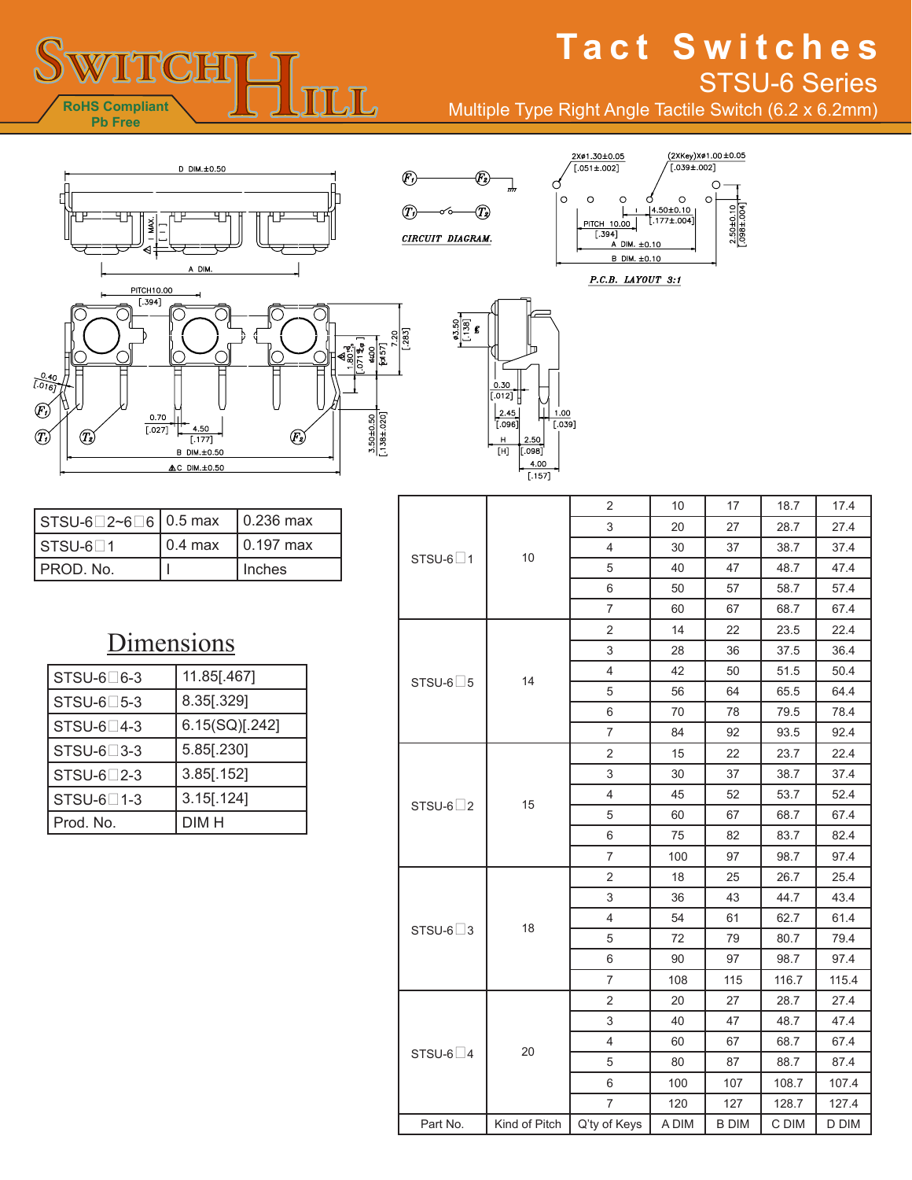# Tact Switches

## STSU-6 Series

Multiple Type Right Angle Tactile Switch (6.2 x 6.2mm)

RoHS Compliant
Pb Free

CIRCUIT DIAGRAM.

P.C.B. LAYOUT 3:1

| STSU-6□2~6□6 | 0.5 max | 0.236 max |
|---|---|---|
| STSU-6□1 | 0.4 max | 0.197 max |
| PROD. No. | I | Inches |

## Dimensions

| STSU-6□6-3 | 11.85[.467] |
|---|---|
| STSU-6□5-3 | 8.35[.329] |
| STSU-6□4-3 | 6.15(SQ)[.242] |
| STSU-6□3-3 | 5.85[.230] |
| STSU-6□2-3 | 3.85[.152] |
| STSU-6□1-3 | 3.15[.124] |
| Prod. No. | DIM H |

| Part No. | Kind of Pitch | Q'ty of Keys | A DIM | B DIM | C DIM | D DIM |
|---|---|---|---|---|---|---|
| STSU-6□1 | 10 | 2 | 10 | 17 | 18.7 | 17.4 |
| | | 3 | 20 | 27 | 28.7 | 27.4 |
| | | 4 | 30 | 37 | 38.7 | 37.4 |
| | | 5 | 40 | 47 | 48.7 | 47.4 |
| | | 6 | 50 | 57 | 58.7 | 57.4 |
| | | 7 | 60 | 67 | 68.7 | 67.4 |
| STSU-6□5 | 14 | 2 | 14 | 22 | 23.5 | 22.4 |
| | | 3 | 28 | 36 | 37.5 | 36.4 |
| | | 4 | 42 | 50 | 51.5 | 50.4 |
| | | 5 | 56 | 64 | 65.5 | 64.4 |
| | | 6 | 70 | 78 | 79.5 | 78.4 |
| | | 7 | 84 | 92 | 93.5 | 92.4 |
| STSU-6□2 | 15 | 2 | 15 | 22 | 23.7 | 22.4 |
| | | 3 | 30 | 37 | 38.7 | 37.4 |
| | | 4 | 45 | 52 | 53.7 | 52.4 |
| | | 5 | 60 | 67 | 68.7 | 67.4 |
| | | 6 | 75 | 82 | 83.7 | 82.4 |
| | | 7 | 100 | 97 | 98.7 | 97.4 |
| STSU-6□3 | 18 | 2 | 18 | 25 | 26.7 | 25.4 |
| | | 3 | 36 | 43 | 44.7 | 43.4 |
| | | 4 | 54 | 61 | 62.7 | 61.4 |
| | | 5 | 72 | 79 | 80.7 | 79.4 |
| | | 6 | 90 | 97 | 98.7 | 97.4 |
| | | 7 | 108 | 115 | 116.7 | 115.4 |
| STSU-6□4 | 20 | 2 | 20 | 27 | 28.7 | 27.4 |
| | | 3 | 40 | 47 | 48.7 | 47.4 |
| | | 4 | 60 | 67 | 68.7 | 67.4 |
| | | 5 | 80 | 87 | 88.7 | 87.4 |
| | | 6 | 100 | 107 | 108.7 | 107.4 |
| | | 7 | 120 | 127 | 128.7 | 127.4 |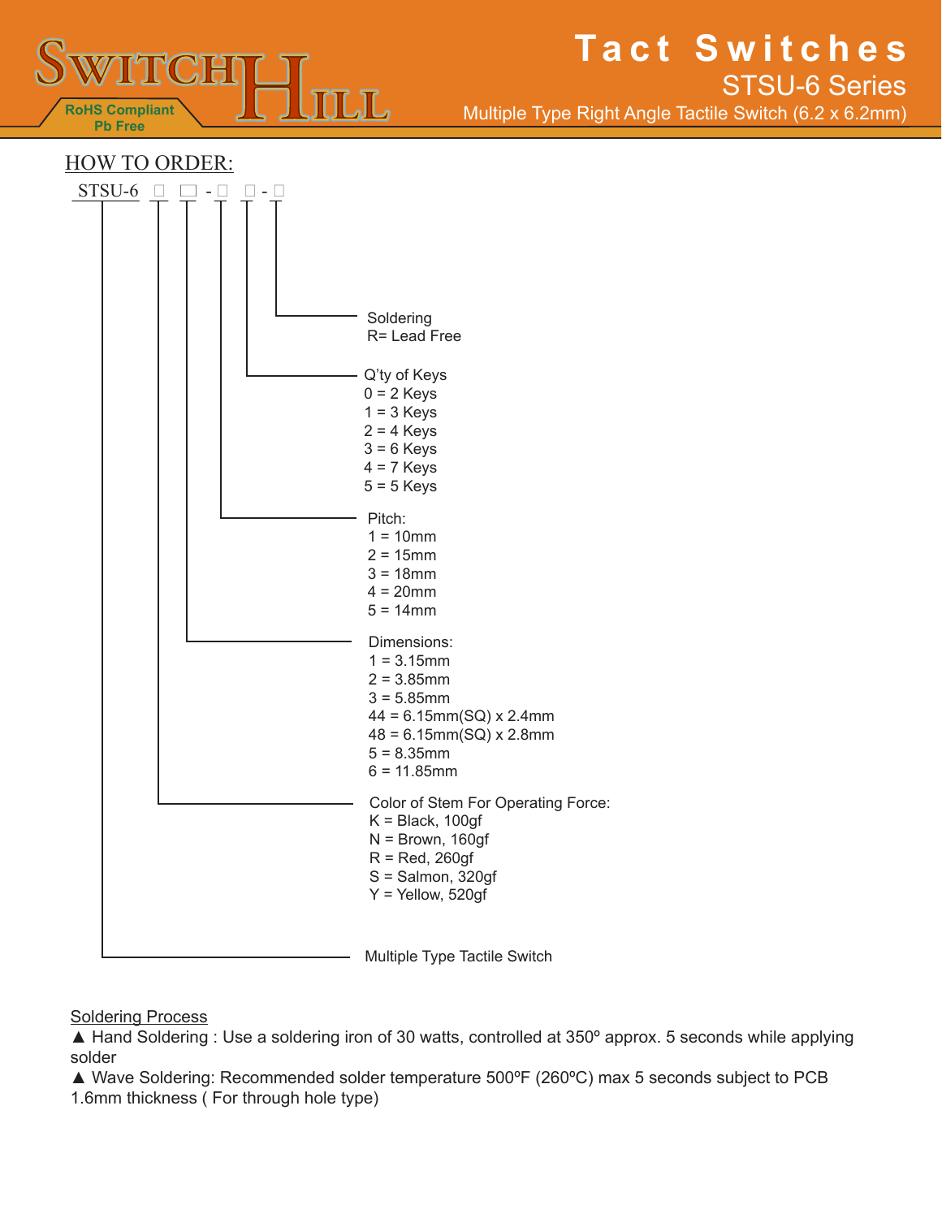SWITCH HILL

RoHS Compliant
Pb Free

# Tact Switches

## STSU-6 Series

Multiple Type Right Angle Tactile Switch (6.2 x 6.2mm)

HOW TO ORDER:

STSU-6 □ □ - □ □ - □

Soldering
R= Lead Free

Q'ty of Keys
0 = 2 Keys
1 = 3 Keys
2 = 4 Keys
3 = 6 Keys
4 = 7 Keys
5 = 5 Keys

Pitch:
1 = 10mm
2 = 15mm
3 = 18mm
4 = 20mm
5 = 14mm

Dimensions:
1 = 3.15mm
2 = 3.85mm
3 = 5.85mm
44 = 6.15mm(SQ) x 2.4mm
48 = 6.15mm(SQ) x 2.8mm
5 = 8.35mm
6 = 11.85mm

Color of Stem For Operating Force:
K = Black, 100gf
N = Brown, 160gf
R = Red, 260gf
S = Salmon, 320gf
Y = Yellow, 520gf

Multiple Type Tactile Switch

Soldering Process

▲ Hand Soldering : Use a soldering iron of 30 watts, controlled at 350º approx. 5 seconds while applying solder

▲ Wave Soldering: Recommended solder temperature 500ºF (260ºC) max 5 seconds subject to PCB 1.6mm thickness ( For through hole type)